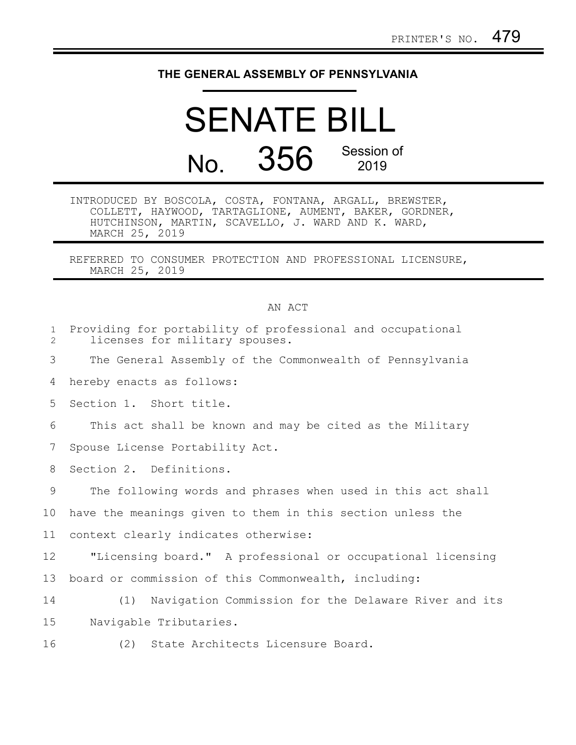PRINTER'S NO. 479

# THE GENERAL ASSEMBLY OF PENNSYLVANIA

# SENATE BILL

## No. 356 Session of 2019

INTRODUCED BY BOSCOLA, COSTA, FONTANA, ARGALL, BREWSTER, COLLETT, HAYWOOD, TARTAGLIONE, AUMENT, BAKER, GORDNER, HUTCHINSON, MARTIN, SCAVELLO, J. WARD AND K. WARD, MARCH 25, 2019

REFERRED TO CONSUMER PROTECTION AND PROFESSIONAL LICENSURE, MARCH 25, 2019

AN ACT

Providing for portability of professional and occupational licenses for military spouses.

The General Assembly of the Commonwealth of Pennsylvania hereby enacts as follows:

Section 1. Short title.

This act shall be known and may be cited as the Military Spouse License Portability Act.

Section 2. Definitions.

The following words and phrases when used in this act shall have the meanings given to them in this section unless the context clearly indicates otherwise:

"Licensing board." A professional or occupational licensing board or commission of this Commonwealth, including:

(1) Navigation Commission for the Delaware River and its Navigable Tributaries.

(2) State Architects Licensure Board.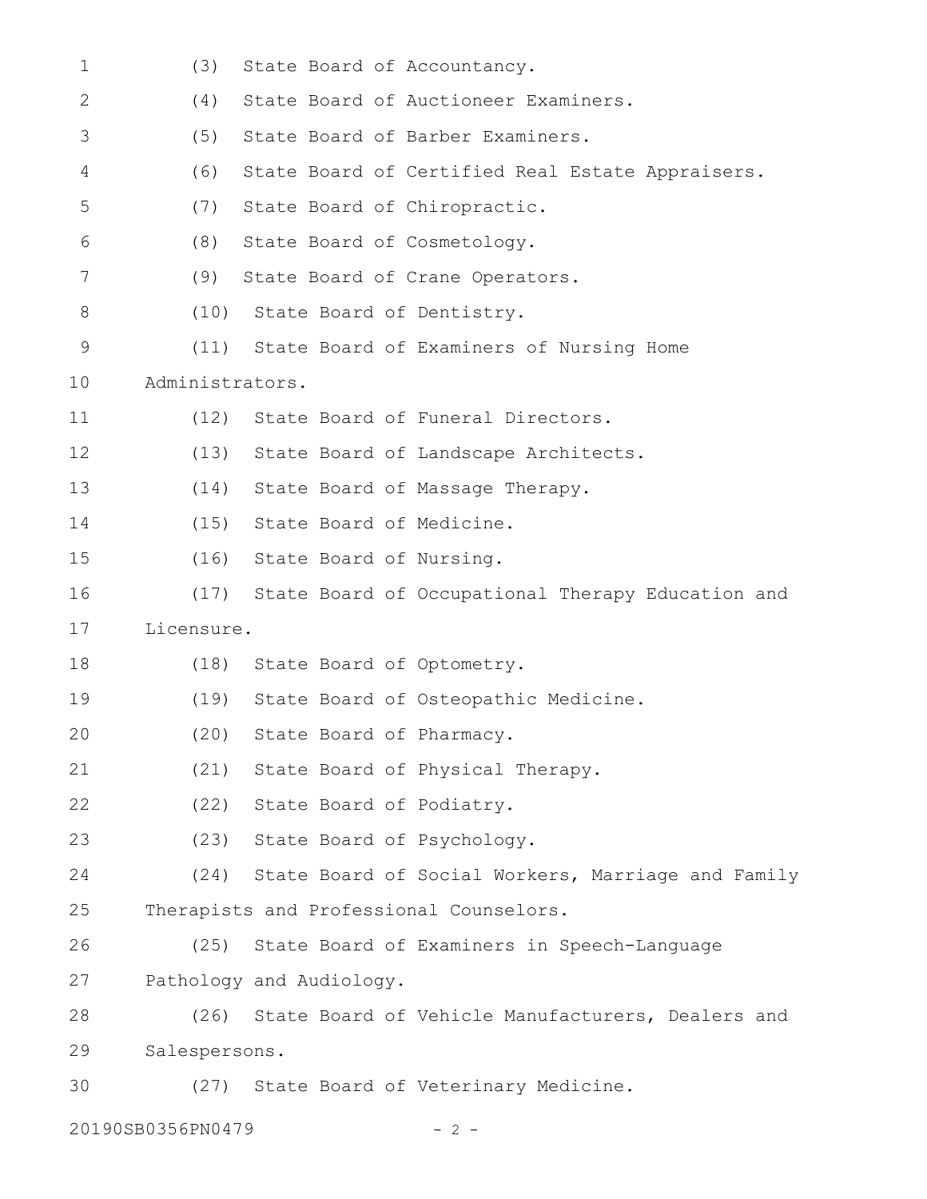(3) State Board of Accountancy.

(4) State Board of Auctioneer Examiners.

(5) State Board of Barber Examiners.

(6) State Board of Certified Real Estate Appraisers.

(7) State Board of Chiropractic.

(8) State Board of Cosmetology.

(9) State Board of Crane Operators.

(10) State Board of Dentistry.

(11) State Board of Examiners of Nursing Home Administrators.

(12) State Board of Funeral Directors.

(13) State Board of Landscape Architects.

(14) State Board of Massage Therapy.

(15) State Board of Medicine.

(16) State Board of Nursing.

(17) State Board of Occupational Therapy Education and Licensure.

(18) State Board of Optometry.

(19) State Board of Osteopathic Medicine.

(20) State Board of Pharmacy.

(21) State Board of Physical Therapy.

(22) State Board of Podiatry.

(23) State Board of Psychology.

(24) State Board of Social Workers, Marriage and Family Therapists and Professional Counselors.

(25) State Board of Examiners in Speech-Language Pathology and Audiology.

(26) State Board of Vehicle Manufacturers, Dealers and Salespersons.

(27) State Board of Veterinary Medicine.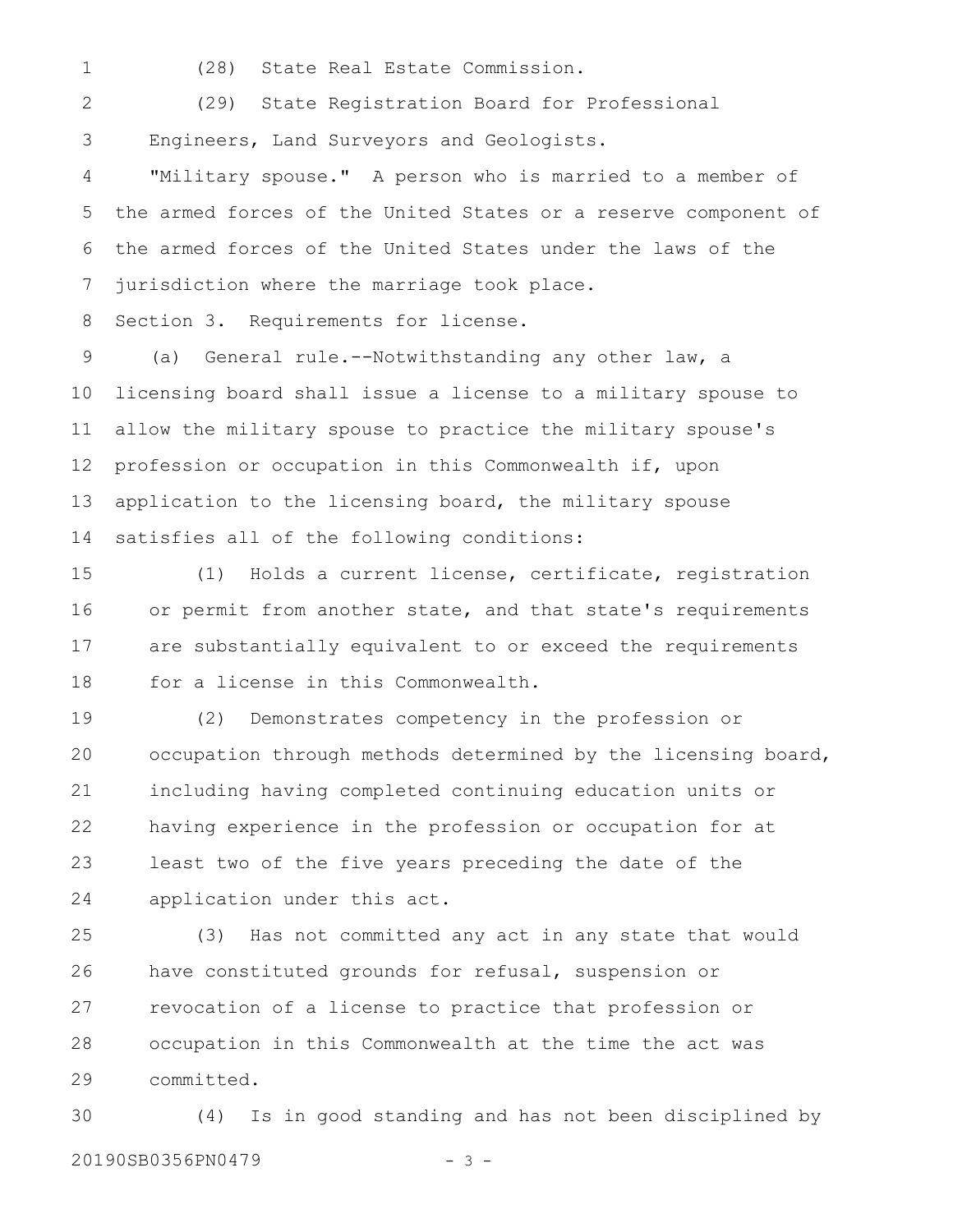(28) State Real Estate Commission.

(29) State Registration Board for Professional Engineers, Land Surveyors and Geologists.

"Military spouse." A person who is married to a member of the armed forces of the United States or a reserve component of the armed forces of the United States under the laws of the jurisdiction where the marriage took place.

Section 3. Requirements for license.

(a) General rule.--Notwithstanding any other law, a licensing board shall issue a license to a military spouse to allow the military spouse to practice the military spouse's profession or occupation in this Commonwealth if, upon application to the licensing board, the military spouse satisfies all of the following conditions:

(1) Holds a current license, certificate, registration or permit from another state, and that state's requirements are substantially equivalent to or exceed the requirements for a license in this Commonwealth.

(2) Demonstrates competency in the profession or occupation through methods determined by the licensing board, including having completed continuing education units or having experience in the profession or occupation for at least two of the five years preceding the date of the application under this act.

(3) Has not committed any act in any state that would have constituted grounds for refusal, suspension or revocation of a license to practice that profession or occupation in this Commonwealth at the time the act was committed.

(4) Is in good standing and has not been disciplined by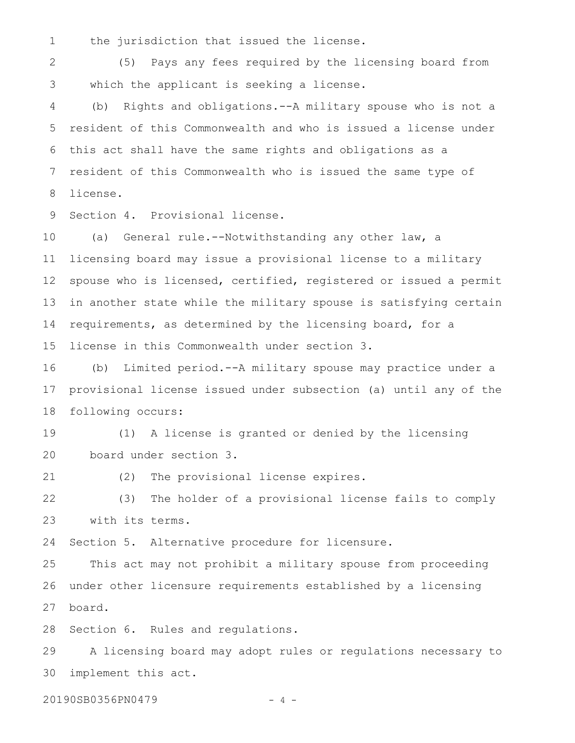the jurisdiction that issued the license.

(5) Pays any fees required by the licensing board from which the applicant is seeking a license.

(b) Rights and obligations.--A military spouse who is not a resident of this Commonwealth and who is issued a license under this act shall have the same rights and obligations as a resident of this Commonwealth who is issued the same type of license.

Section 4. Provisional license.

(a) General rule.--Notwithstanding any other law, a licensing board may issue a provisional license to a military spouse who is licensed, certified, registered or issued a permit in another state while the military spouse is satisfying certain requirements, as determined by the licensing board, for a license in this Commonwealth under section 3.

(b) Limited period.--A military spouse may practice under a provisional license issued under subsection (a) until any of the following occurs:

(1) A license is granted or denied by the licensing board under section 3.

(2) The provisional license expires.

(3) The holder of a provisional license fails to comply with its terms.

Section 5. Alternative procedure for licensure.

This act may not prohibit a military spouse from proceeding under other licensure requirements established by a licensing board.

Section 6. Rules and regulations.

A licensing board may adopt rules or regulations necessary to implement this act.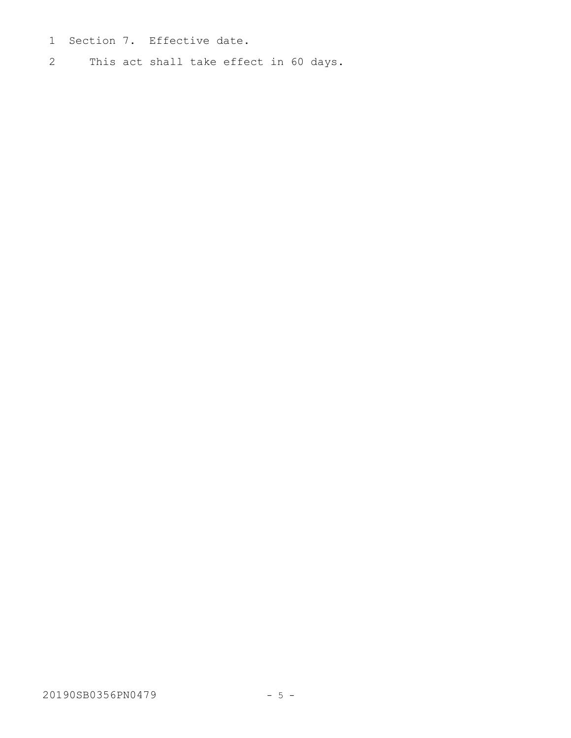Section 7. Effective date.

This act shall take effect in 60 days.